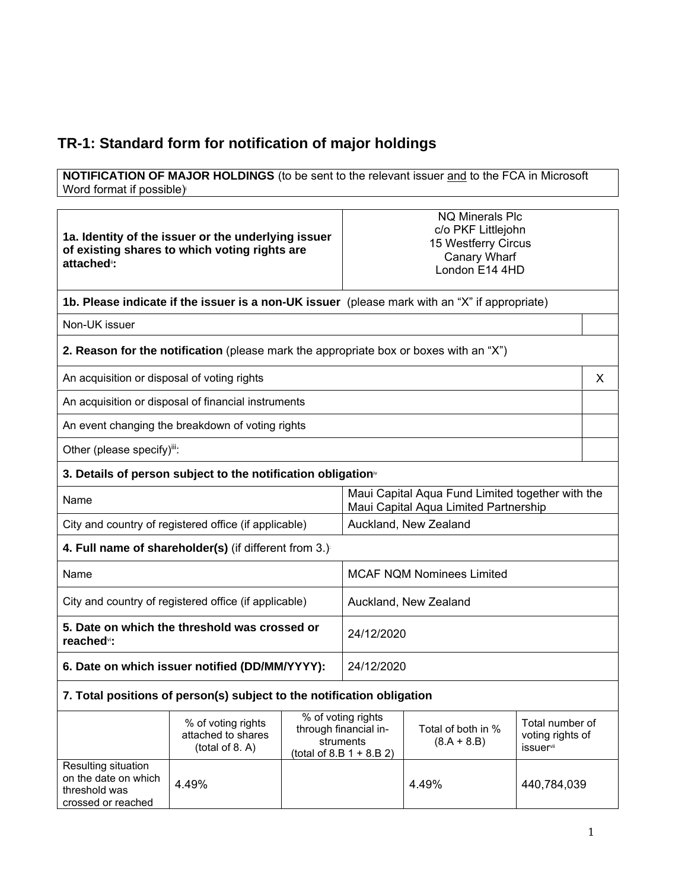# TR-1: Standard form for notification of major holdings

| |
|---|
| **NOTIFICATION OF MAJOR HOLDINGS** (to be sent to the relevant issuer and to the FCA in Microsoft Word format if possible)[i] |

| | |
|---|---|
| **1a. Identity of the issuer or the underlying issuer of existing shares to which voting rights are attached[ii]:** | NQ Minerals Plc<br>c/o PKF Littlejohn<br>15 Westferry Circus<br>Canary Wharf<br>London E14 4HD |
| **1b. Please indicate if the issuer is a non-UK issuer** (please mark with an "X" if appropriate) | |
| Non-UK issuer | |
| **2. Reason for the notification** (please mark the appropriate box or boxes with an "X") | |
| An acquisition or disposal of voting rights | X |
| An acquisition or disposal of financial instruments | |
| An event changing the breakdown of voting rights | |
| Other (please specify)[iii]: | |
| **3. Details of person subject to the notification obligation[iv]** | |
| Name | Maui Capital Aqua Fund Limited together with the Maui Capital Aqua Limited Partnership |
| City and country of registered office (if applicable) | Auckland, New Zealand |
| **4. Full name of shareholder(s)** (if different from 3.)[v] | |
| Name | MCAF NQM Nominees Limited |
| City and country of registered office (if applicable) | Auckland, New Zealand |
| **5. Date on which the threshold was crossed or reached[vi]:** | 24/12/2020 |
| **6. Date on which issuer notified (DD/MM/YYYY):** | 24/12/2020 |

**7. Total positions of person(s) subject to the notification obligation**

| | % of voting rights attached to shares (total of 8. A) | % of voting rights through financial instruments (total of 8.B 1 + 8.B 2) | Total of both in % (8.A + 8.B) | Total number of voting rights of issuer[vii] |
|---|---|---|---|---|
| Resulting situation on the date on which threshold was crossed or reached | 4.49% | | 4.49% | 440,784,039 |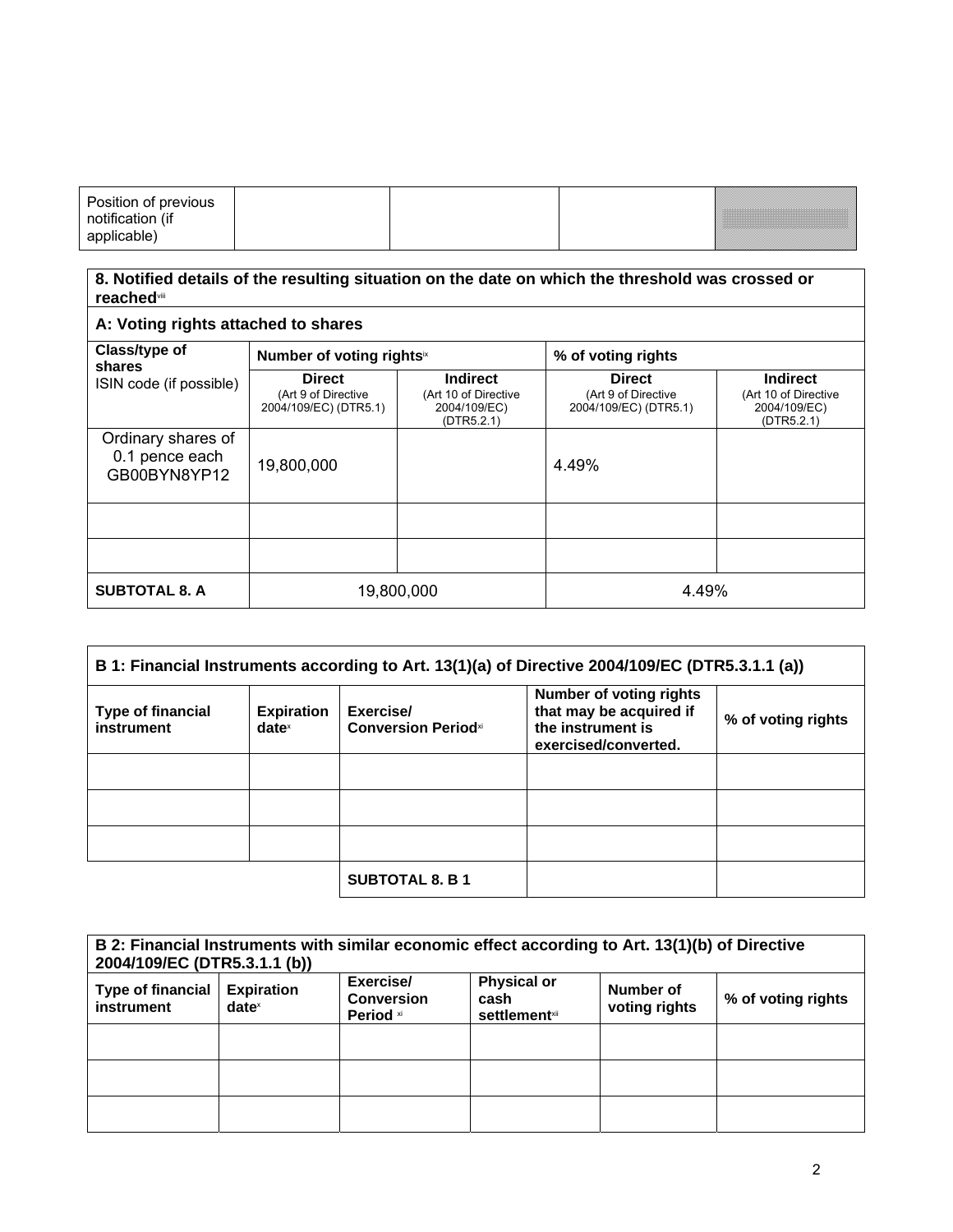| Position of previous notification (if applicable) | | | | |
|---|---|---|---|---|

| 8. Notified details of the resulting situation on the date on which the threshold was crossed or reached[viii] | | | | |
|---|---|---|---|---|
| **A: Voting rights attached to shares** | | | | |
| **Class/type of shares** ISIN code (if possible) | **Number of voting rights**[ix] | | **% of voting rights** | |
| | **Direct** (Art 9 of Directive 2004/109/EC) (DTR5.1) | **Indirect** (Art 10 of Directive 2004/109/EC) (DTR5.2.1) | **Direct** (Art 9 of Directive 2004/109/EC) (DTR5.1) | **Indirect** (Art 10 of Directive 2004/109/EC) (DTR5.2.1) |
| Ordinary shares of 0.1 pence each GB00BYN8YP12 | 19,800,000 | | 4.49% | |
| | | | | |
| | | | | |
| **SUBTOTAL 8. A** | 19,800,000 | | 4.49% | |

| B 1: Financial Instruments according to Art. 13(1)(a) of Directive 2004/109/EC (DTR5.3.1.1 (a)) | | | | |
|---|---|---|---|---|
| **Type of financial instrument** | **Expiration date**[x] | **Exercise/ Conversion Period**[xi] | **Number of voting rights that may be acquired if the instrument is exercised/converted.** | **% of voting rights** |
| | | | | |
| | | | | |
| | | | | |
| | | **SUBTOTAL 8. B 1** | | |

| B 2: Financial Instruments with similar economic effect according to Art. 13(1)(b) of Directive 2004/109/EC (DTR5.3.1.1 (b)) | | | | | |
|---|---|---|---|---|---|
| **Type of financial instrument** | **Expiration date**[x] | **Exercise/ Conversion Period** [xi] | **Physical or cash settlement**[xii] | **Number of voting rights** | **% of voting rights** |
| | | | | | |
| | | | | | |
| | | | | | |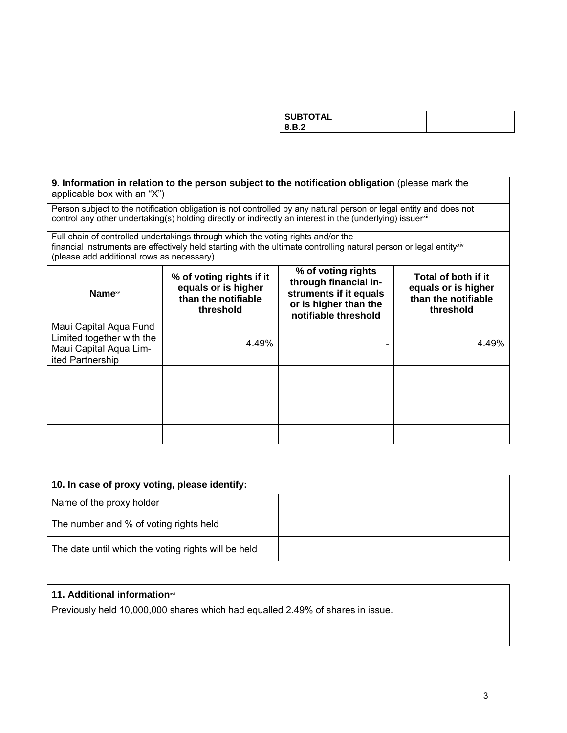| | | | |
|---|---|---|---|
| | **SUBTOTAL 8.B.2** | | |

| **9. Information in relation to the person subject to the notification obligation** (please mark the applicable box with an "X") | |
|---|---|
| Person subject to the notification obligation is not controlled by any natural person or legal entity and does not control any other undertaking(s) holding directly or indirectly an interest in the (underlying) issuer[xiii] | |
| Full chain of controlled undertakings through which the voting rights and/or the financial instruments are effectively held starting with the ultimate controlling natural person or legal entity[xiv] (please add additional rows as necessary) | |

| **Name**[xv] | **% of voting rights if it equals or is higher than the notifiable threshold** | **% of voting rights through financial instruments if it equals or is higher than the notifiable threshold** | **Total of both if it equals or is higher than the notifiable threshold** |
|---|---|---|---|
| Maui Capital Aqua Fund Limited together with the Maui Capital Aqua Limited Partnership | 4.49% | - | 4.49% |
| | | | |
| | | | |
| | | | |
| | | | |

| **10. In case of proxy voting, please identify:** | |
|---|---|
| Name of the proxy holder | |
| The number and % of voting rights held | |
| The date until which the voting rights will be held | |

| **11. Additional information**[xvi] |
|---|
| Previously held 10,000,000 shares which had equalled 2.49% of shares in issue. |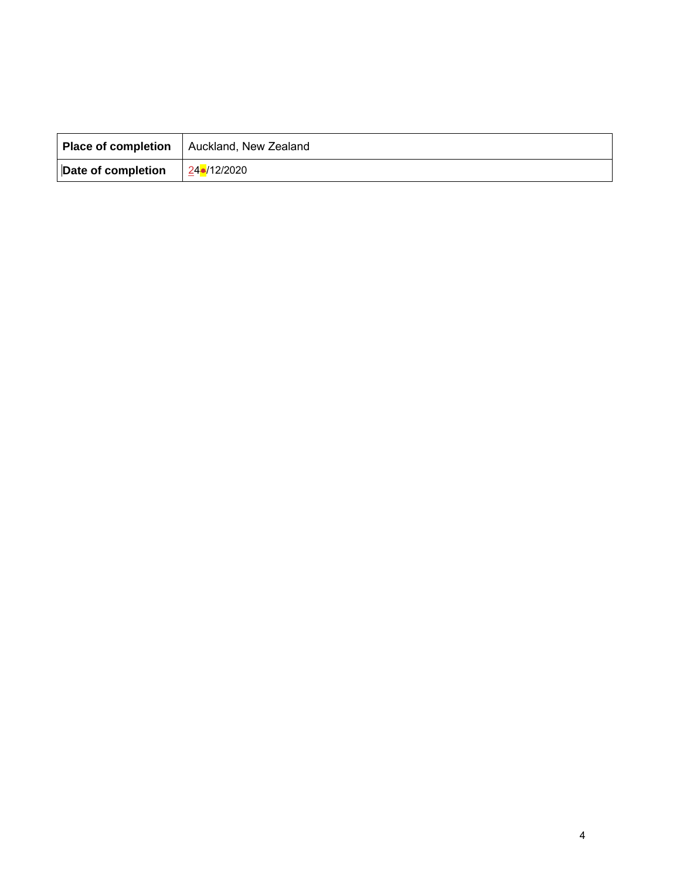| | |
|---|---|
| **Place of completion** | Auckland, New Zealand |
| **Date of completion** | 24•/12/2020 |